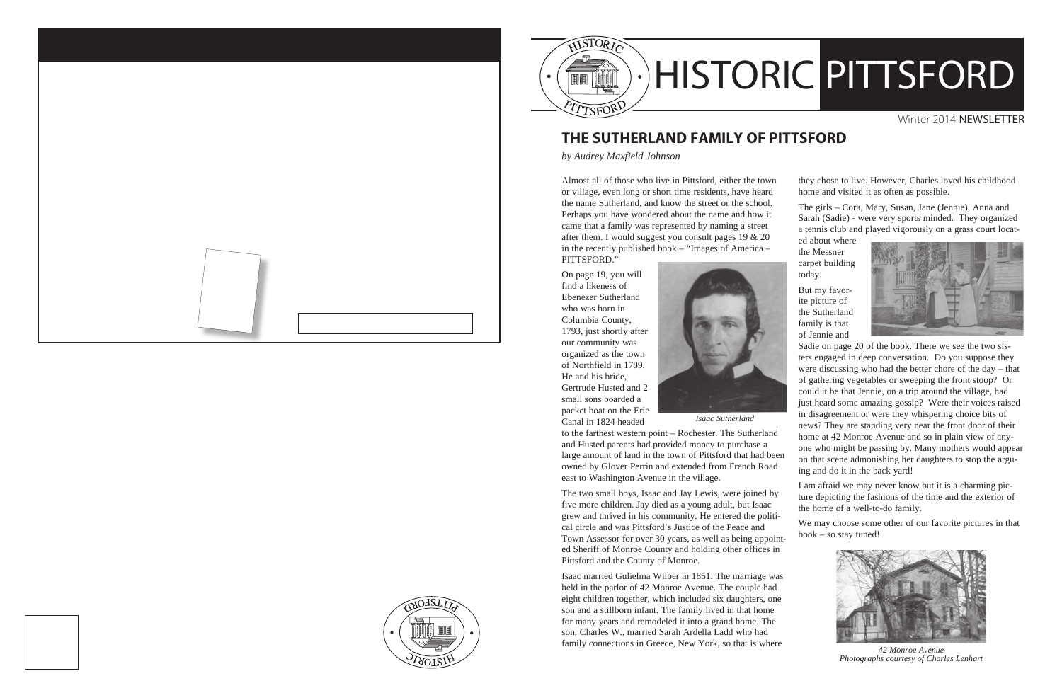# HISTORIC PITTSFORD

Winter 2014 NEWSLETTER

## THE SUTHERLAND FAMILY OF PITTSFORD

*by Audrey Maxfield Johnson*

Almost all of those who live in Pittsford, either the town or village, even long or short time residents, have heard the name Sutherland, and know the street or the school. Perhaps you have wondered about the name and how it came that a family was represented by naming a street after them. I would suggest you consult pages 19 & 20 in the recently published book – "Images of America – PITTSFORD."

On page 19, you will find a likeness of Ebenezer Sutherland who was born in Columbia County, 1793, just shortly after our community was organized as the town of Northfield in 1789. He and his bride, Gertrude Husted and 2 small sons boarded a packet boat on the Erie Canal in 1824 headed to the farthest western point – Rochester. The Sutherland and Husted parents had provided money to purchase a large amount of land in the town of Pittsford that had been owned by Glover Perrin and extended from French Road east to Washington Avenue in the village.

*Isaac Sutherland*

The two small boys, Isaac and Jay Lewis, were joined by five more children. Jay died as a young adult, but Isaac grew and thrived in his community. He entered the political circle and was Pittsford's Justice of the Peace and Town Assessor for over 30 years, as well as being appointed Sheriff of Monroe County and holding other offices in Pittsford and the County of Monroe.

Isaac married Gulielma Wilber in 1851. The marriage was held in the parlor of 42 Monroe Avenue. The couple had eight children together, which included six daughters, one son and a stillborn infant. The family lived in that home for many years and remodeled it into a grand home. The son, Charles W., married Sarah Ardella Ladd who had family connections in Greece, New York, so that is where they chose to live. However, Charles loved his childhood home and visited it as often as possible.

The girls – Cora, Mary, Susan, Jane (Jennie), Anna and Sarah (Sadie) - were very sports minded. They organized a tennis club and played vigorously on a grass court located about where the Messner carpet building today.

But my favorite picture of the Sutherland family is that of Jennie and Sadie on page 20 of the book. There we see the two sisters engaged in deep conversation. Do you suppose they were discussing who had the better chore of the day – that of gathering vegetables or sweeping the front stoop? Or could it be that Jennie, on a trip around the village, had just heard some amazing gossip? Were their voices raised in disagreement or were they whispering choice bits of news? They are standing very near the front door of their home at 42 Monroe Avenue and so in plain view of anyone who might be passing by. Many mothers would appear on that scene admonishing her daughters to stop the arguing and do it in the back yard!

I am afraid we may never know but it is a charming picture depicting the fashions of the time and the exterior of the home of a well-to-do family.

We may choose some other of our favorite pictures in that book – so stay tuned!

*42 Monroe Avenue*
*Photographs courtesy of Charles Lenhart*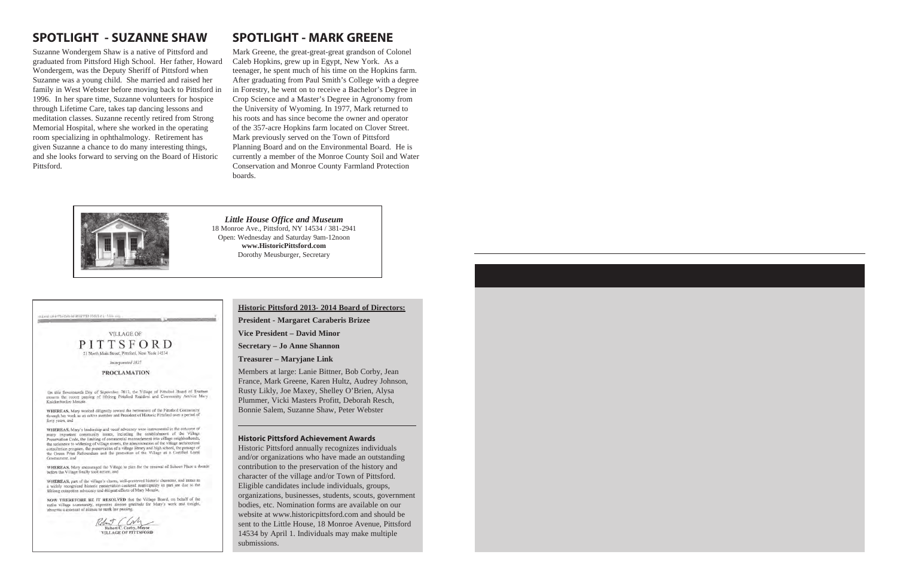## SPOTLIGHT - SUZANNE SHAW

Suzanne Wondergem Shaw is a native of Pittsford and graduated from Pittsford High School. Her father, Howard Wondergem, was the Deputy Sheriff of Pittsford when Suzanne was a young child. She married and raised her family in West Webster before moving back to Pittsford in 1996. In her spare time, Suzanne volunteers for hospice through Lifetime Care, takes tap dancing lessons and meditation classes. Suzanne recently retired from Strong Memorial Hospital, where she worked in the operating room specializing in ophthalmology. Retirement has given Suzanne a chance to do many interesting things, and she looks forward to serving on the Board of Historic Pittsford.

## SPOTLIGHT - MARK GREENE

Mark Greene, the great-great-great grandson of Colonel Caleb Hopkins, grew up in Egypt, New York. As a teenager, he spent much of his time on the Hopkins farm. After graduating from Paul Smith's College with a degree in Forestry, he went on to receive a Bachelor's Degree in Crop Science and a Master's Degree in Agronomy from the University of Wyoming. In 1977, Mark returned to his roots and has since become the owner and operator of the 357-acre Hopkins farm located on Clover Street. Mark previously served on the Town of Pittsford Planning Board and on the Environmental Board. He is currently a member of the Monroe County Soil and Water Conservation and Monroe County Farmland Protection boards.

***Little House Office and Museum***
18 Monroe Ave., Pittsford, NY 14534 / 381-2941
Open: Wednesday and Saturday 9am-12noon
**www.HistoricPittsford.com**
Dorothy Meusburger, Secretary

VILLAGE OF
PITTSFORD
21 North Main Street, Pittsford, New York 14534
*Incorporated 1827*

**PROCLAMATION**

On this Seventeenth Day of September, 2013, the Village of Pittsford Board of Trustees mourns the recent passing of lifelong Pittsford Resident and Community Activist Mary Knickerbocker Menzie.

WHEREAS, Mary worked diligently toward the betterment of the Pittsford Community through her work as an active member and President of Historic Pittsford over a period of forty years, and

WHEREAS, Mary's leadership and vocal advocacy were instrumental in the outcome of many important community issues, including the establishment of the Village Preservation Code, the limiting of commercial encroachment into village neighborhoods, the resistance to widening of village streets, the administration of the village architectural consultation program, the preservation of a village library and high school, the passage of the Green Print Referendum and the promotion of the Village as a Certified Local Government, and

WHEREAS, Mary encouraged the Village to plan for the renewal of Schoen Place a decade before the Village finally took action, and

WHEREAS, part of the village's charm, well-preserved historic character, and status as a widely recognized historic preservation-centered municipality in part are due to the lifelong outspoken advocacy and diligent efforts of Mary Menzie,

NOW THEREFORE BE IT RESOLVED that the Village Board, on behalf of the entire village community, expresses sincere gratitude for Mary's work and tonight, observes a moment of silence to mark her passing.

Robert C. Corby, Mayor
VILLAGE OF PITTSFORD

**Historic Pittsford 2013- 2014 Board of Directors:**

**President - Margaret Caraberis Brizee**

**Vice President – David Minor**

**Secretary – Jo Anne Shannon**

**Treasurer – Maryjane Link**

Members at large: Lanie Bittner, Bob Corby, Jean France, Mark Greene, Karen Hultz, Audrey Johnson, Rusty Likly, Joe Maxey, Shelley O'Brien, Alysa Plummer, Vicki Masters Profitt, Deborah Resch, Bonnie Salem, Suzanne Shaw, Peter Webster

### Historic Pittsford Achievement Awards

Historic Pittsford annually recognizes individuals and/or organizations who have made an outstanding contribution to the preservation of the history and character of the village and/or Town of Pittsford. Eligible candidates include individuals, groups, organizations, businesses, students, scouts, government bodies, etc. Nomination forms are available on our website at www.historicpittsford.com and should be sent to the Little House, 18 Monroe Avenue, Pittsford 14534 by April 1. Individuals may make multiple submissions.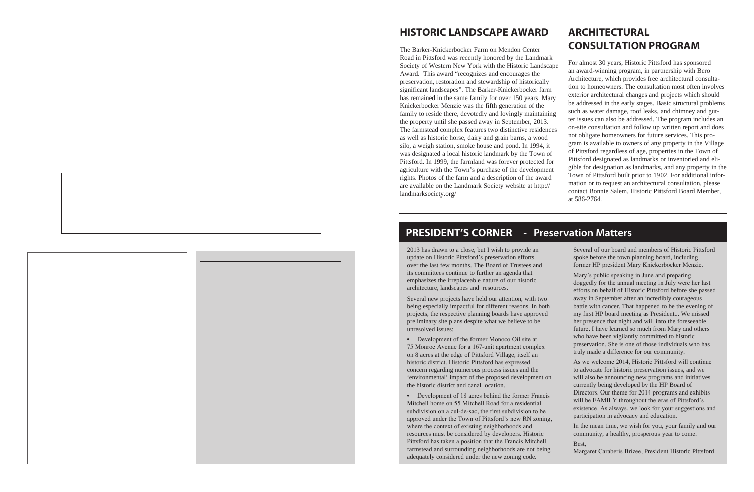## HISTORIC LANDSCAPE AWARD

The Barker-Knickerbocker Farm on Mendon Center Road in Pittsford was recently honored by the Landmark Society of Western New York with the Historic Landscape Award. This award "recognizes and encourages the preservation, restoration and stewardship of historically significant landscapes". The Barker-Knickerbocker farm has remained in the same family for over 150 years. Mary Knickerbocker Menzie was the fifth generation of the family to reside there, devotedly and lovingly maintaining the property until she passed away in September, 2013. The farmstead complex features two distinctive residences as well as historic horse, dairy and grain barns, a wood silo, a weigh station, smoke house and pond. In 1994, it was designated a local historic landmark by the Town of Pittsford. In 1999, the farmland was forever protected for agriculture with the Town's purchase of the development rights. Photos of the farm and a description of the award are available on the Landmark Society website at http://landmarksociety.org/

## ARCHITECTURAL CONSULTATION PROGRAM

For almost 30 years, Historic Pittsford has sponsored an award-winning program, in partnership with Bero Architecture, which provides free architectural consultation to homeowners. The consultation most often involves exterior architectural changes and projects which should be addressed in the early stages. Basic structural problems such as water damage, roof leaks, and chimney and gutter issues can also be addressed. The program includes an on-site consultation and follow up written report and does not obligate homeowners for future services. This program is available to owners of any property in the Village of Pittsford regardless of age, properties in the Town of Pittsford designated as landmarks or inventoried and eligible for designation as landmarks, and any property in the Town of Pittsford built prior to 1902. For additional information or to request an architectural consultation, please contact Bonnie Salem, Historic Pittsford Board Member, at 586-2764.

## PRESIDENT'S CORNER - Preservation Matters

2013 has drawn to a close, but I wish to provide an update on Historic Pittsford's preservation efforts over the last few months. The Board of Trustees and its committees continue to further an agenda that emphasizes the irreplaceable nature of our historic architecture, landscapes and resources.

Several new projects have held our attention, with two being especially impactful for different reasons. In both projects, the respective planning boards have approved preliminary site plans despite what we believe to be unresolved issues:

- Development of the former Monoco Oil site at 75 Monroe Avenue for a 167-unit apartment complex on 8 acres at the edge of Pittsford Village, itself an historic district. Historic Pittsford has expressed concern regarding numerous process issues and the 'environmental' impact of the proposed development on the historic district and canal location.
- Development of 18 acres behind the former Francis Mitchell home on 55 Mitchell Road for a residential subdivision on a cul-de-sac, the first subdivision to be approved under the Town of Pittsford's new RN zoning, where the context of existing neighborhoods and resources must be considered by developers. Historic Pittsford has taken a position that the Francis Mitchell farmstead and surrounding neighborhoods are not being adequately considered under the new zoning code.

Several of our board and members of Historic Pittsford spoke before the town planning board, including former HP president Mary Knickerbocker Menzie.

Mary's public speaking in June and preparing doggedly for the annual meeting in July were her last efforts on behalf of Historic Pittsford before she passed away in September after an incredibly courageous battle with cancer. That happened to be the evening of my first HP board meeting as President... We missed her presence that night and will into the foreseeable future. I have learned so much from Mary and others who have been vigilantly committed to historic preservation. She is one of those individuals who has truly made a difference for our community.

As we welcome 2014, Historic Pittsford will continue to advocate for historic preservation issues, and we will also be announcing new programs and initiatives currently being developed by the HP Board of Directors. Our theme for 2014 programs and exhibits will be FAMILY throughout the eras of Pittsford's existence. As always, we look for your suggestions and participation in advocacy and education.

In the mean time, we wish for you, your family and our community, a healthy, prosperous year to come.

Best,

Margaret Caraberis Brizee, President Historic Pittsford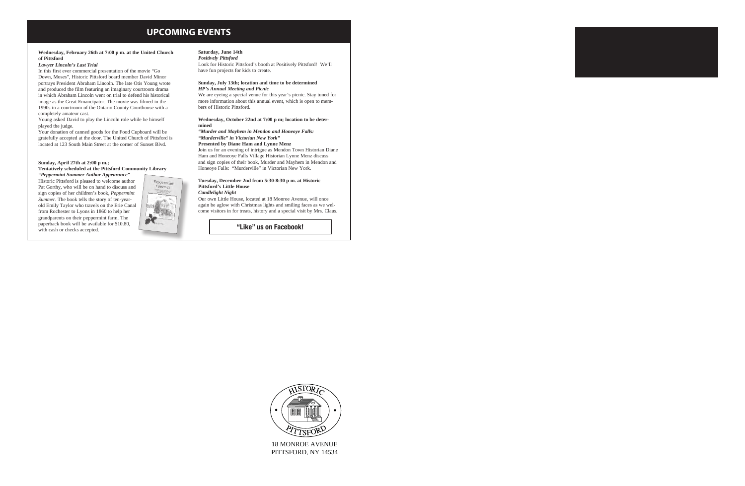## UPCOMING EVENTS

**Wednesday, February 26th at 7:00 p m. at the United Church of Pittsford**
***Lawyer Lincoln's Last Trial***
In this first ever commercial presentation of the movie "Go Down, Moses", Historic Pittsford board member David Minor portrays President Abraham Lincoln. The late Otis Young wrote and produced the film featuring an imaginary courtroom drama in which Abraham Lincoln went on trial to defend his historical image as the Great Emancipator. The movie was filmed in the 1990s in a courtroom of the Ontario County Courthouse with a completely amateur cast.
Young asked David to play the Lincoln role while he himself played the judge.
Your donation of canned goods for the Food Cupboard will be gratefully accepted at the door. The United Church of Pittsford is located at 123 South Main Street at the corner of Sunset Blvd.

**Sunday, April 27th at 2:00 p m.;**
**Tentatively scheduled at the Pittsford Community Library**
***"Peppermint Summer Author Appearance"***
Historic Pittsford is pleased to welcome author Pat Gorthy, who will be on hand to discuss and sign copies of her children's book, *Peppermint Summer*. The book tells the story of ten-year-old Emily Taylor who travels on the Erie Canal from Rochester to Lyons in 1860 to help her grandparents on their peppermint farm. The paperback book will be available for $10.80, with cash or checks accepted.

**Saturday, June 14th**
***Positively Pittsford***
Look for Historic Pittsford's booth at Positively Pittsford! We'll have fun projects for kids to create.

**Sunday, July 13th; location and time to be determined**
***HP's Annual Meeting and Picnic***
We are eyeing a special venue for this year's picnic. Stay tuned for more information about this annual event, which is open to members of Historic Pittsford.

**Wednesday, October 22nd at 7:00 p m; location to be determined**
***"Murder and Mayhem in Mendon and Honeoye Falls: "Murderville" in Victorian New York"***
**Presented by Diane Ham and Lynne Menz**
Join us for an evening of intrigue as Mendon Town Historian Diane Ham and Honeoye Falls Village Historian Lynne Menz discuss and sign copies of their book, Murder and Mayhem in Mendon and Honeoye Falls: "Murderville" in Victorian New York.

**Tuesday, December 2nd from 5:30-8:30 p m. at Historic Pittsford's Little House**
***Candlelight Night***
Our own Little House, located at 18 Monroe Avenue, will once again be aglow with Christmas lights and smiling faces as we welcome visitors in for treats, history and a special visit by Mrs. Claus.

**"Like" us on Facebook!**

HISTORIC PITTSFORD

18 MONROE AVENUE
PITTSFORD, NY 14534